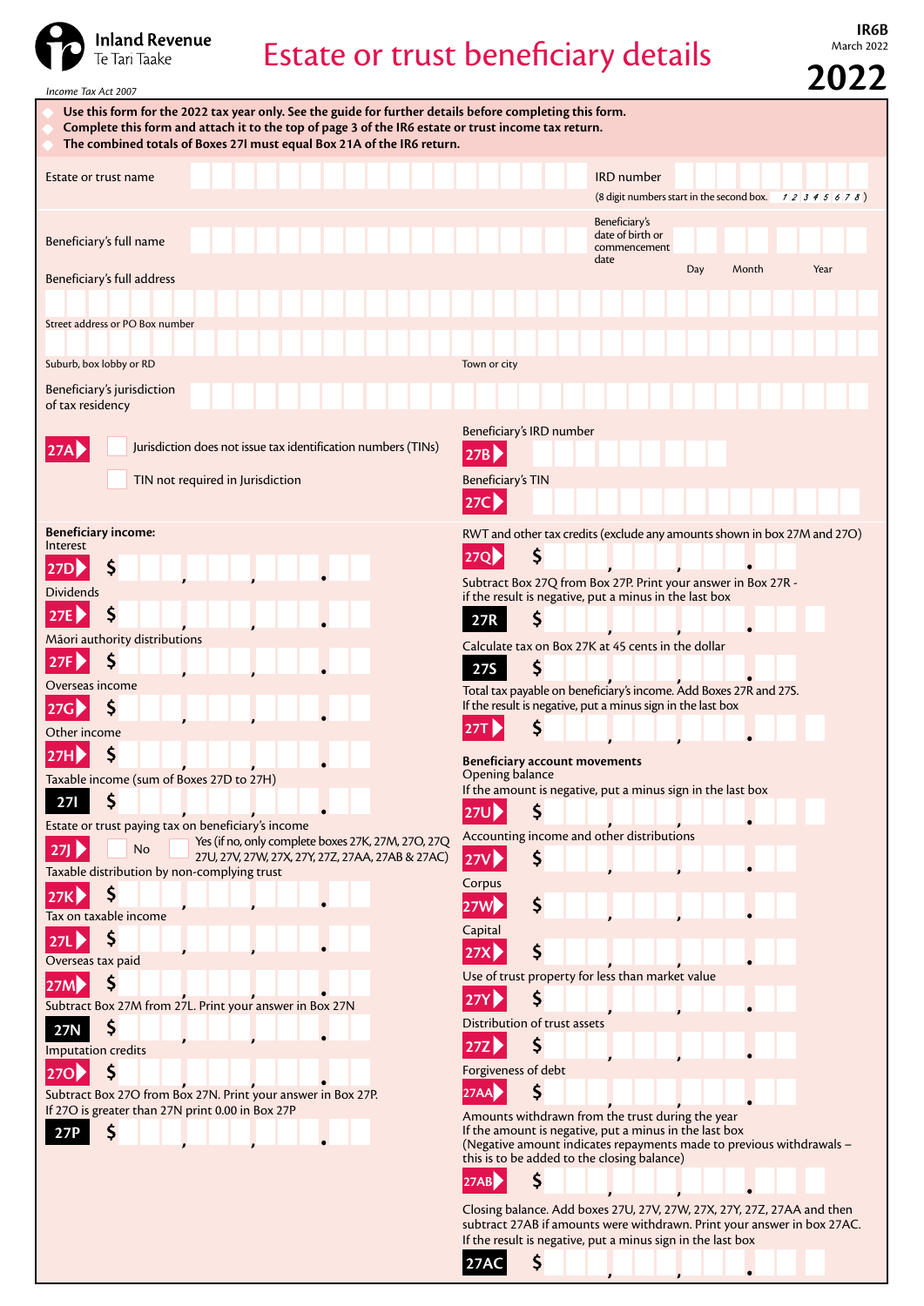Inland Revenue
Te Tari Taake

# Estate or trust beneficiary details

IR6B
March 2022

**2022**

*Income Tax Act 2007*

- **Use this form for the 2022 tax year only. See the guide for further details before completing this form.**
- **Complete this form and attach it to the top of page 3 of the IR6 estate or trust income tax return.**
- **The combined totals of Boxes 27I must equal Box 21A of the IR6 return.**

Estate or trust name

IRD number (8 digit numbers start in the second box. *1 2 3 4 5 6 7 8*)

Beneficiary's full name

Beneficiary's date of birth or commencement date — Day / Month / Year

Beneficiary's full address

Street address or PO Box number

Suburb, box lobby or RD

Town or city

Beneficiary's jurisdiction of tax residency

**27A** ☐ Jurisdiction does not issue tax identification numbers (TINs)

☐ TIN not required in Jurisdiction

Beneficiary's IRD number **27B**

Beneficiary's TIN **27C**

**Beneficiary income:**

Interest
**27D** $

Dividends
**27E** $

Māori authority distributions
**27F** $

Overseas income
**27G** $

Other income
**27H** $

Taxable income (sum of Boxes 27D to 27H)
**27I** $

Estate or trust paying tax on beneficiary's income
**27J** ☐ No ☐ Yes (if no, only complete boxes 27K, 27M, 27O, 27Q 27U, 27V, 27W, 27X, 27Y, 27Z, 27AA, 27AB & 27AC)

Taxable distribution by non-complying trust
**27K** $

Tax on taxable income
**27L** $

Overseas tax paid
**27M** $

Subtract Box 27M from 27L. Print your answer in Box 27N
**27N** $

Imputation credits
**27O** $

Subtract Box 27O from Box 27N. Print your answer in Box 27P. If 27O is greater than 27N print 0.00 in Box 27P
**27P** $

RWT and other tax credits (exclude any amounts shown in box 27M and 27O)
**27Q** $

Subtract Box 27Q from Box 27P. Print your answer in Box 27R - if the result is negative, put a minus in the last box
**27R** $

Calculate tax on Box 27K at 45 cents in the dollar
**27S** $

Total tax payable on beneficiary's income. Add Boxes 27R and 27S. If the result is negative, put a minus sign in the last box
**27T** $

**Beneficiary account movements**

Opening balance
If the amount is negative, put a minus sign in the last box
**27U** $

Accounting income and other distributions
**27V** $

Corpus
**27W** $

Capital
**27X** $

Use of trust property for less than market value
**27Y** $

Distribution of trust assets
**27Z** $

Forgiveness of debt
**27AA** $

Amounts withdrawn from the trust during the year
If the amount is negative, put a minus in the last box
(Negative amount indicates repayments made to previous withdrawals – this is to be added to the closing balance)
**27AB** $

Closing balance. Add boxes 27U, 27V, 27W, 27X, 27Y, 27Z, 27AA and then subtract 27AB if amounts were withdrawn. Print your answer in box 27AC. If the result is negative, put a minus sign in the last box
**27AC** $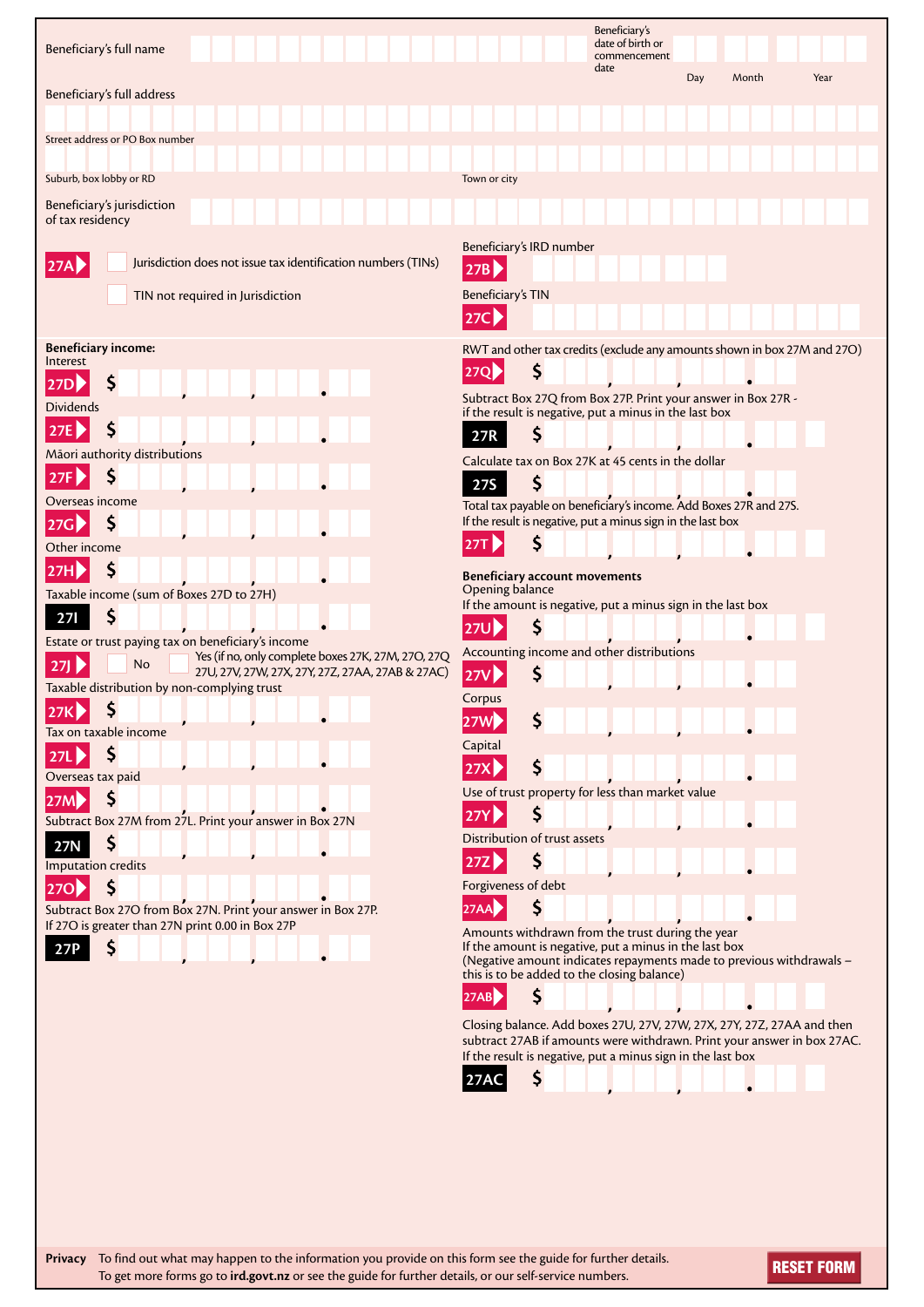Beneficiary's full name

Beneficiary's date of birth or commencement date

Day Month Year

Beneficiary's full address

Street address or PO Box number

Suburb, box lobby or RD

Town or city

Beneficiary's jurisdiction of tax residency

**27A** Jurisdiction does not issue tax identification numbers (TINs)

TIN not required in Jurisdiction

Beneficiary's IRD number

**27B**

Beneficiary's TIN

**27C**

**Beneficiary income:**

Interest

**27D** $ , , .

Dividends

**27E** $ , , .

Māori authority distributions

**27F** $ , , .

Overseas income

**27G** $ , , .

Other income

**27H** $ , , .

Taxable income (sum of Boxes 27D to 27H)

**27I** $ , , .

Estate or trust paying tax on beneficiary's income

**27J** No Yes (if no, only complete boxes 27K, 27M, 27O, 27Q 27U, 27V, 27W, 27X, 27Y, 27Z, 27AA, 27AB & 27AC)

Taxable distribution by non-complying trust

**27K** $ , , .

Tax on taxable income

**27L** $ , , .

Overseas tax paid

**27M** $ , , .

Subtract Box 27M from 27L. Print your answer in Box 27N

**27N** $ , , .

Imputation credits

**27O** $ , , .

Subtract Box 27O from Box 27N. Print your answer in Box 27P. If 27O is greater than 27N print 0.00 in Box 27P

**27P** $ , , .

RWT and other tax credits (exclude any amounts shown in box 27M and 27O)

**27Q** $ , , .

Subtract Box 27Q from Box 27P. Print your answer in Box 27R - if the result is negative, put a minus in the last box

**27R** $ , , .

Calculate tax on Box 27K at 45 cents in the dollar

**27S** $ , , .

Total tax payable on beneficiary's income. Add Boxes 27R and 27S. If the result is negative, put a minus sign in the last box

**27T** $ , , .

**Beneficiary account movements**

Opening balance

If the amount is negative, put a minus sign in the last box

**27U** $ , , .

Accounting income and other distributions

**27V** $ , , .

Corpus

**27W** $ , , .

Capital

**27X** $ , , .

Use of trust property for less than market value

**27Y** $ , , .

Distribution of trust assets

**27Z** $ , , .

Forgiveness of debt

**27AA** $ , , .

Amounts withdrawn from the trust during the year

If the amount is negative, put a minus in the last box

(Negative amount indicates repayments made to previous withdrawals – this is to be added to the closing balance)

**27AB** $ , , .

Closing balance. Add boxes 27U, 27V, 27W, 27X, 27Y, 27Z, 27AA and then subtract 27AB if amounts were withdrawn. Print your answer in box 27AC. If the result is negative, put a minus sign in the last box

**27AC** $ , , .

**Privacy** To find out what may happen to the information you provide on this form see the guide for further details. To get more forms go to **ird.govt.nz** or see the guide for further details, or our self-service numbers.

RESET FORM